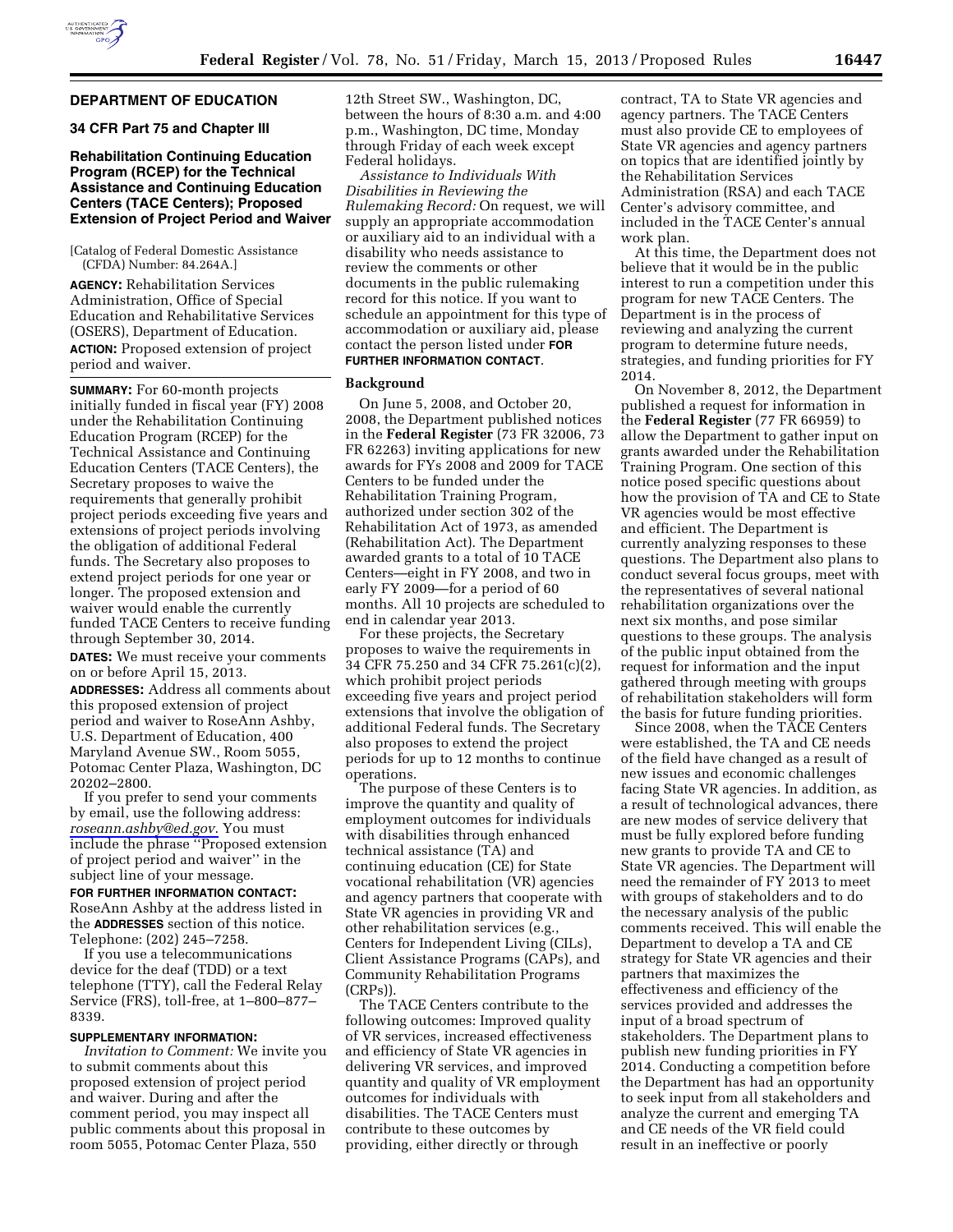## DEPARTMENT OF EDUCATION

### 34 CFR Part 75 and Chapter III

### Rehabilitation Continuing Education Program (RCEP) for the Technical Assistance and Continuing Education Centers (TACE Centers); Proposed Extension of Project Period and Waiver

[Catalog of Federal Domestic Assistance (CFDA) Number: 84.264A.]

**AGENCY:** Rehabilitation Services Administration, Office of Special Education and Rehabilitative Services (OSERS), Department of Education.

**ACTION:** Proposed extension of project period and waiver.

**SUMMARY:** For 60-month projects initially funded in fiscal year (FY) 2008 under the Rehabilitation Continuing Education Program (RCEP) for the Technical Assistance and Continuing Education Centers (TACE Centers), the Secretary proposes to waive the requirements that generally prohibit project periods exceeding five years and extensions of project periods involving the obligation of additional Federal funds. The Secretary also proposes to extend project periods for one year or longer. The proposed extension and waiver would enable the currently funded TACE Centers to receive funding through September 30, 2014.

**DATES:** We must receive your comments on or before April 15, 2013.

**ADDRESSES:** Address all comments about this proposed extension of project period and waiver to RoseAnn Ashby, U.S. Department of Education, 400 Maryland Avenue SW., Room 5055, Potomac Center Plaza, Washington, DC 20202–2800.

If you prefer to send your comments by email, use the following address: *roseann.ashby@ed.gov.* You must include the phrase ''Proposed extension of project period and waiver'' in the subject line of your message.

**FOR FURTHER INFORMATION CONTACT:** RoseAnn Ashby at the address listed in the **ADDRESSES** section of this notice. Telephone: (202) 245–7258.

If you use a telecommunications device for the deaf (TDD) or a text telephone (TTY), call the Federal Relay Service (FRS), toll-free, at 1–800–877–8339.

**SUPPLEMENTARY INFORMATION:**

*Invitation to Comment:* We invite you to submit comments about this proposed extension of project period and waiver. During and after the comment period, you may inspect all public comments about this proposal in room 5055, Potomac Center Plaza, 550 12th Street SW., Washington, DC, between the hours of 8:30 a.m. and 4:00 p.m., Washington, DC time, Monday through Friday of each week except Federal holidays.

*Assistance to Individuals With Disabilities in Reviewing the Rulemaking Record:* On request, we will supply an appropriate accommodation or auxiliary aid to an individual with a disability who needs assistance to review the comments or other documents in the public rulemaking record for this notice. If you want to schedule an appointment for this type of accommodation or auxiliary aid, please contact the person listed under **FOR FURTHER INFORMATION CONTACT**.

#### Background

On June 5, 2008, and October 20, 2008, the Department published notices in the **Federal Register** (73 FR 32006, 73 FR 62263) inviting applications for new awards for FYs 2008 and 2009 for TACE Centers to be funded under the Rehabilitation Training Program, authorized under section 302 of the Rehabilitation Act of 1973, as amended (Rehabilitation Act). The Department awarded grants to a total of 10 TACE Centers—eight in FY 2008, and two in early FY 2009—for a period of 60 months. All 10 projects are scheduled to end in calendar year 2013.

For these projects, the Secretary proposes to waive the requirements in 34 CFR 75.250 and 34 CFR 75.261(c)(2), which prohibit project periods exceeding five years and project period extensions that involve the obligation of additional Federal funds. The Secretary also proposes to extend the project periods for up to 12 months to continue operations.

The purpose of these Centers is to improve the quantity and quality of employment outcomes for individuals with disabilities through enhanced technical assistance (TA) and continuing education (CE) for State vocational rehabilitation (VR) agencies and agency partners that cooperate with State VR agencies in providing VR and other rehabilitation services (e.g., Centers for Independent Living (CILs), Client Assistance Programs (CAPs), and Community Rehabilitation Programs (CRPs)).

The TACE Centers contribute to the following outcomes: Improved quality of VR services, increased effectiveness and efficiency of State VR agencies in delivering VR services, and improved quantity and quality of VR employment outcomes for individuals with disabilities. The TACE Centers must contribute to these outcomes by providing, either directly or through contract, TA to State VR agencies and agency partners. The TACE Centers must also provide CE to employees of State VR agencies and agency partners on topics that are identified jointly by the Rehabilitation Services Administration (RSA) and each TACE Center's advisory committee, and included in the TACE Center's annual work plan.

At this time, the Department does not believe that it would be in the public interest to run a competition under this program for new TACE Centers. The Department is in the process of reviewing and analyzing the current program to determine future needs, strategies, and funding priorities for FY 2014.

On November 8, 2012, the Department published a request for information in the **Federal Register** (77 FR 66959) to allow the Department to gather input on grants awarded under the Rehabilitation Training Program. One section of this notice posed specific questions about how the provision of TA and CE to State VR agencies would be most effective and efficient. The Department is currently analyzing responses to these questions. The Department also plans to conduct several focus groups, meet with the representatives of several national rehabilitation organizations over the next six months, and pose similar questions to these groups. The analysis of the public input obtained from the request for information and the input gathered through meeting with groups of rehabilitation stakeholders will form the basis for future funding priorities.

Since 2008, when the TACE Centers were established, the TA and CE needs of the field have changed as a result of new issues and economic challenges facing State VR agencies. In addition, as a result of technological advances, there are new modes of service delivery that must be fully explored before funding new grants to provide TA and CE to State VR agencies. The Department will need the remainder of FY 2013 to meet with groups of stakeholders and to do the necessary analysis of the public comments received. This will enable the Department to develop a TA and CE strategy for State VR agencies and their partners that maximizes the effectiveness and efficiency of the services provided and addresses the input of a broad spectrum of stakeholders. The Department plans to publish new funding priorities in FY 2014. Conducting a competition before the Department has had an opportunity to seek input from all stakeholders and analyze the current and emerging TA and CE needs of the VR field could result in an ineffective or poorly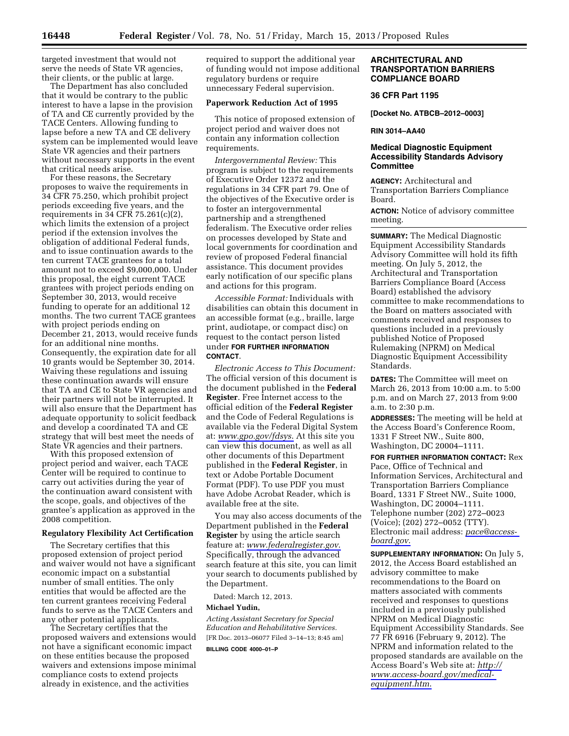targeted investment that would not serve the needs of State VR agencies, their clients, or the public at large.

The Department has also concluded that it would be contrary to the public interest to have a lapse in the provision of TA and CE currently provided by the TACE Centers. Allowing funding to lapse before a new TA and CE delivery system can be implemented would leave State VR agencies and their partners without necessary supports in the event that critical needs arise.

For these reasons, the Secretary proposes to waive the requirements in 34 CFR 75.250, which prohibit project periods exceeding five years, and the requirements in 34 CFR 75.261(c)(2), which limits the extension of a project period if the extension involves the obligation of additional Federal funds, and to issue continuation awards to the ten current TACE grantees for a total amount not to exceed $9,000,000. Under this proposal, the eight current TACE grantees with project periods ending on September 30, 2013, would receive funding to operate for an additional 12 months. The two current TACE grantees with project periods ending on December 21, 2013, would receive funds for an additional nine months. Consequently, the expiration date for all 10 grants would be September 30, 2014. Waiving these regulations and issuing these continuation awards will ensure that TA and CE to State VR agencies and their partners will not be interrupted. It will also ensure that the Department has adequate opportunity to solicit feedback and develop a coordinated TA and CE strategy that will best meet the needs of State VR agencies and their partners.

With this proposed extension of project period and waiver, each TACE Center will be required to continue to carry out activities during the year of the continuation award consistent with the scope, goals, and objectives of the grantee's application as approved in the 2008 competition.

## Regulatory Flexibility Act Certification

The Secretary certifies that this proposed extension of project period and waiver would not have a significant economic impact on a substantial number of small entities. The only entities that would be affected are the ten current grantees receiving Federal funds to serve as the TACE Centers and any other potential applicants.

The Secretary certifies that the proposed waivers and extensions would not have a significant economic impact on these entities because the proposed waivers and extensions impose minimal compliance costs to extend projects already in existence, and the activities required to support the additional year of funding would not impose additional regulatory burdens or require unnecessary Federal supervision.

## Paperwork Reduction Act of 1995

This notice of proposed extension of project period and waiver does not contain any information collection requirements.

*Intergovernmental Review:* This program is subject to the requirements of Executive Order 12372 and the regulations in 34 CFR part 79. One of the objectives of the Executive order is to foster an intergovernmental partnership and a strengthened federalism. The Executive order relies on processes developed by State and local governments for coordination and review of proposed Federal financial assistance. This document provides early notification of our specific plans and actions for this program.

*Accessible Format:* Individuals with disabilities can obtain this document in an accessible format (e.g., braille, large print, audiotape, or compact disc) on request to the contact person listed under **FOR FURTHER INFORMATION CONTACT**.

*Electronic Access to This Document:* The official version of this document is the document published in the **Federal Register**. Free Internet access to the official edition of the **Federal Register** and the Code of Federal Regulations is available via the Federal Digital System at: *www.gpo.gov/fdsys*. At this site you can view this document, as well as all other documents of this Department published in the **Federal Register**, in text or Adobe Portable Document Format (PDF). To use PDF you must have Adobe Acrobat Reader, which is available free at the site.

You may also access documents of the Department published in the **Federal Register** by using the article search feature at: *www.federalregister.gov*. Specifically, through the advanced search feature at this site, you can limit your search to documents published by the Department.

Dated: March 12, 2013.

**Michael Yudin,**

*Acting Assistant Secretary for Special Education and Rehabilitative Services.*

[FR Doc. 2013–06077 Filed 3–14–13; 8:45 am]

**BILLING CODE 4000–01–P**

## ARCHITECTURAL AND TRANSPORTATION BARRIERS COMPLIANCE BOARD

### 36 CFR Part 1195

**[Docket No. ATBCB–2012–0003]**

**RIN 3014–AA40**

### Medical Diagnostic Equipment Accessibility Standards Advisory Committee

**AGENCY:** Architectural and Transportation Barriers Compliance Board.

**ACTION:** Notice of advisory committee meeting.

**SUMMARY:** The Medical Diagnostic Equipment Accessibility Standards Advisory Committee will hold its fifth meeting. On July 5, 2012, the Architectural and Transportation Barriers Compliance Board (Access Board) established the advisory committee to make recommendations to the Board on matters associated with comments received and responses to questions included in a previously published Notice of Proposed Rulemaking (NPRM) on Medical Diagnostic Equipment Accessibility Standards.

**DATES:** The Committee will meet on March 26, 2013 from 10:00 a.m. to 5:00 p.m. and on March 27, 2013 from 9:00 a.m. to 2:30 p.m.

**ADDRESSES:** The meeting will be held at the Access Board's Conference Room, 1331 F Street NW., Suite 800, Washington, DC 20004–1111.

**FOR FURTHER INFORMATION CONTACT:** Rex Pace, Office of Technical and Information Services, Architectural and Transportation Barriers Compliance Board, 1331 F Street NW., Suite 1000, Washington, DC 20004–1111. Telephone number (202) 272–0023 (Voice); (202) 272–0052 (TTY). Electronic mail address: *pace@access-board.gov*.

**SUPPLEMENTARY INFORMATION:** On July 5, 2012, the Access Board established an advisory committee to make recommendations to the Board on matters associated with comments received and responses to questions included in a previously published NPRM on Medical Diagnostic Equipment Accessibility Standards. See 77 FR 6916 (February 9, 2012). The NPRM and information related to the proposed standards are available on the Access Board's Web site at: *http://www.access-board.gov/medical-equipment.htm*.